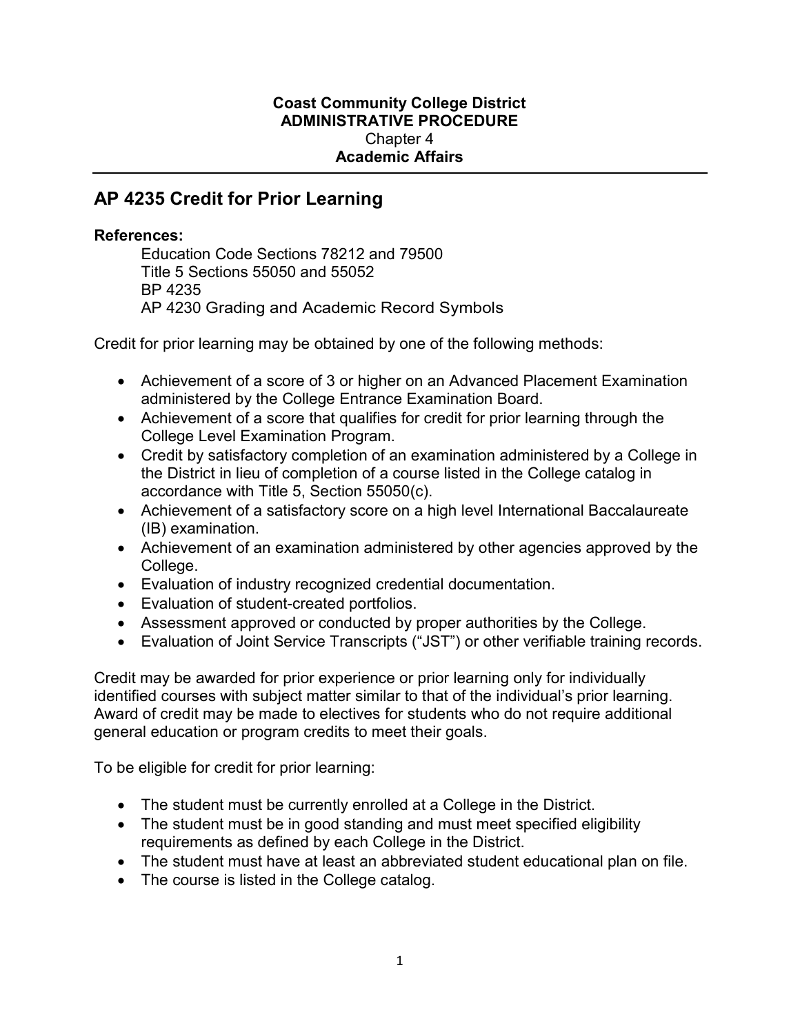**Coast Community College District**
**ADMINISTRATIVE PROCEDURE**
Chapter 4
**Academic Affairs**

# AP 4235 Credit for Prior Learning

**References:**

Education Code Sections 78212 and 79500
Title 5 Sections 55050 and 55052
BP 4235
AP 4230 Grading and Academic Record Symbols

Credit for prior learning may be obtained by one of the following methods:

- Achievement of a score of 3 or higher on an Advanced Placement Examination administered by the College Entrance Examination Board.
- Achievement of a score that qualifies for credit for prior learning through the College Level Examination Program.
- Credit by satisfactory completion of an examination administered by a College in the District in lieu of completion of a course listed in the College catalog in accordance with Title 5, Section 55050(c).
- Achievement of a satisfactory score on a high level International Baccalaureate (IB) examination.
- Achievement of an examination administered by other agencies approved by the College.
- Evaluation of industry recognized credential documentation.
- Evaluation of student-created portfolios.
- Assessment approved or conducted by proper authorities by the College.
- Evaluation of Joint Service Transcripts ("JST") or other verifiable training records.

Credit may be awarded for prior experience or prior learning only for individually identified courses with subject matter similar to that of the individual's prior learning. Award of credit may be made to electives for students who do not require additional general education or program credits to meet their goals.

To be eligible for credit for prior learning:

- The student must be currently enrolled at a College in the District.
- The student must be in good standing and must meet specified eligibility requirements as defined by each College in the District.
- The student must have at least an abbreviated student educational plan on file.
- The course is listed in the College catalog.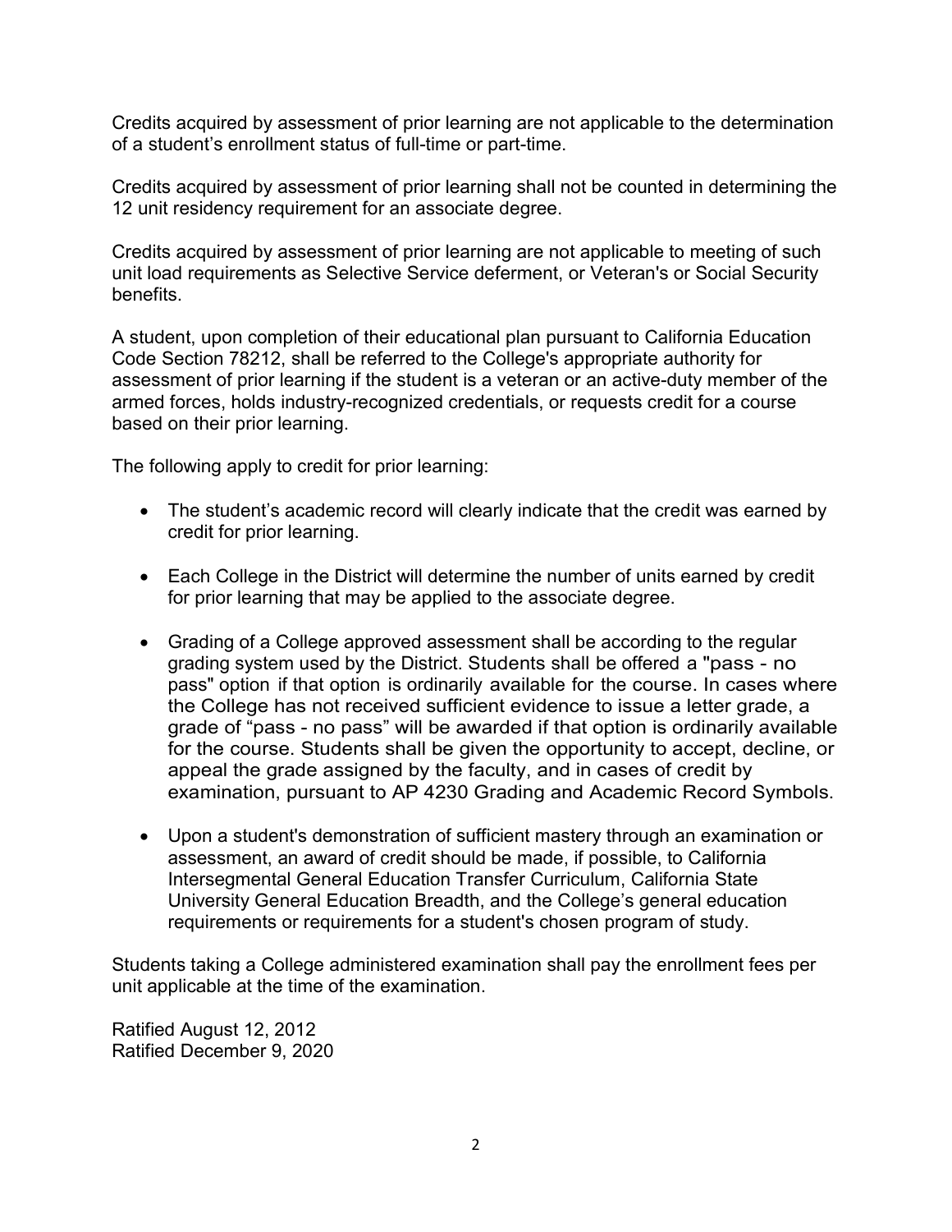Credits acquired by assessment of prior learning are not applicable to the determination of a student's enrollment status of full-time or part-time.

Credits acquired by assessment of prior learning shall not be counted in determining the 12 unit residency requirement for an associate degree.

Credits acquired by assessment of prior learning are not applicable to meeting of such unit load requirements as Selective Service deferment, or Veteran's or Social Security benefits.

A student, upon completion of their educational plan pursuant to California Education Code Section 78212, shall be referred to the College's appropriate authority for assessment of prior learning if the student is a veteran or an active-duty member of the armed forces, holds industry-recognized credentials, or requests credit for a course based on their prior learning.

The following apply to credit for prior learning:

- The student's academic record will clearly indicate that the credit was earned by credit for prior learning.
- Each College in the District will determine the number of units earned by credit for prior learning that may be applied to the associate degree.
- Grading of a College approved assessment shall be according to the regular grading system used by the District. Students shall be offered a "pass - no pass" option if that option is ordinarily available for the course. In cases where the College has not received sufficient evidence to issue a letter grade, a grade of "pass - no pass" will be awarded if that option is ordinarily available for the course. Students shall be given the opportunity to accept, decline, or appeal the grade assigned by the faculty, and in cases of credit by examination, pursuant to AP 4230 Grading and Academic Record Symbols.
- Upon a student's demonstration of sufficient mastery through an examination or assessment, an award of credit should be made, if possible, to California Intersegmental General Education Transfer Curriculum, California State University General Education Breadth, and the College's general education requirements or requirements for a student's chosen program of study.

Students taking a College administered examination shall pay the enrollment fees per unit applicable at the time of the examination.

Ratified August 12, 2012
Ratified December 9, 2020